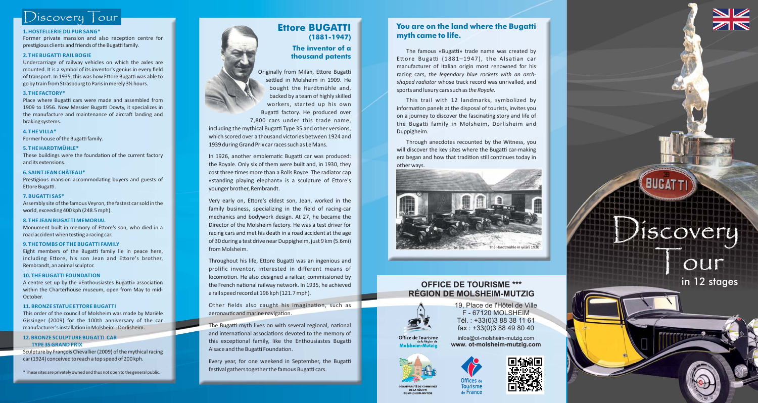# Discovery Tour

**1. HOSTELLERIE DU PUR SANG***
Former private mansion and also reception centre for prestigious clients and friends of the Bugatti family.

**2. THE BUGATTI RAIL BOGIE**
Undercarriage of railway vehicles on which the axles are mounted. It is a symbol of its inventor's genius in every field of transport. In 1935, this was how Ettore Bugatti was able to go by train from Strasbourg to Paris in merely 3½ hours.

**3. THE FACTORY***
Place where Bugatti cars were made and assembled from 1909 to 1956. Now Messier Bugatti Dowty, it specializes in the manufacture and maintenance of aircraft landing and braking systems.

**4. THE VILLA***
Former house of the Bugatti family.

**5. THE HARDTMÜHLE***
These buildings were the foundation of the current factory and its extensions.

**6. SAINT JEAN CHÂTEAU***
Prestigious mansion accommodating buyers and guests of Ettore Bugatti.

**7. BUGATTI SAS***
Assembly site of the famous Veyron, the fastest car sold in the world, exceeding 400 kph (248.5 mph).

**8. THE JEAN BUGATTI MEMORIAL**
Monument built in memory of Ettore's son, who died in a road accident when testing a racing car.

**9. THE TOMBS OF THE BUGATTI FAMILY**
Eight members of the Bugatti family lie in peace here, including Ettore, his son Jean and Ettore's brother, Rembrandt, an animal sculptor.

**10. THE BUGATTI FOUNDATION**
A centre set up by the «Enthousiastes Bugatti» association within the Charterhouse museum, open from May to mid-October.

**11. BRONZE STATUE ETTORE BUGATTI**
This order of the council of Molsheim was made by Mariële Gissinger (2009) for the 100th anniversary of the car manufacturer's installation in Molsheim - Dorlisheim.

**12. BRONZE SCULPTURE BUGATTI CAR TYPE 35 GRAND PRIX**
Sculpture by François Chevallier (2009) of the mythical racing car (1924) conceived to reach a top speed of 200 kph.

* These sites are privately owned and thus not open to the general public.

## Ettore BUGATTI (1881-1947)

### The inventor of a thousand patents

Originally from Milan, Ettore Bugatti settled in Molsheim in 1909. He bought the Hardtmühle and, backed by a team of highly skilled workers, started up his own Bugatti factory. He produced over 7,800 cars under this trade name, including the mythical Bugatti Type 35 and other versions, which scored over a thousand victories between 1924 and 1939 during Grand Prix car races such as Le Mans.

In 1926, another emblematic Bugatti car was produced: the Royale. Only six of them were built and, in 1930, they cost three times more than a Rolls Royce. The radiator cap «standing playing elephant» is a sculpture of Ettore's younger brother, Rembrandt.

Very early on, Ettore's eldest son, Jean, worked in the family business, specializing in the field of racing-car mechanics and bodywork design. At 27, he became the Director of the Molsheim factory. He was a test driver for racing cars and met his death in a road accident at the age of 30 during a test drive near Duppigheim, just 9 km (5.6mi) from Molsheim.

Throughout his life, Ettore Bugatti was an ingenious and prolific inventor, interested in different means of locomotion. He also designed a railcar, commissioned by the French national railway network. In 1935, he achieved a rail speed record at 196 kph (121.7 mph).

Other fields also caught his imagination, such as aeronautic and marine navigation.

The Bugatti myth lives on with several regional, national and international associations devoted to the memory of this exceptional family, like the Enthousiastes Bugatti Alsace and the Bugatti Foundation.

Every year, for one weekend in September, the Bugatti festival gathers together the famous Bugatti cars.

## You are on the land where the Bugatti myth came to life.

The famous «Bugatti» trade name was created by Ettore Bugatti (1881–1947), the Alsatian car manufacturer of Italian origin most renowned for his racing cars, *the legendary blue rockets with an arch-shaped radiator* whose track record was unrivalled, and sports and luxury cars such as *the Royale*.

This trail with 12 landmarks, symbolized by information panels at the disposal of tourists, invites you on a journey to discover the fascinating story and life of the Bugatti family in Molsheim, Dorlisheim and Duppigheim.

Through anecdotes recounted by the Witness, you will discover the key sites where the Bugatti car-making era began and how that tradition still continues today in other ways.

The Hardtmühle in years 1930

## OFFICE DE TOURISME *** RÉGION DE MOLSHEIM-MUTZIG

19, Place de l'Hôtel de Ville
F - 67120 MOLSHEIM
Tél. : +33(0)3 88 38 11 61
fax : +33(0)3 88 49 80 40

infos@ot-molsheim-mutzig.com
**www. ot-molsheim-mutzig.com**

# Discovery Tour
in 12 stages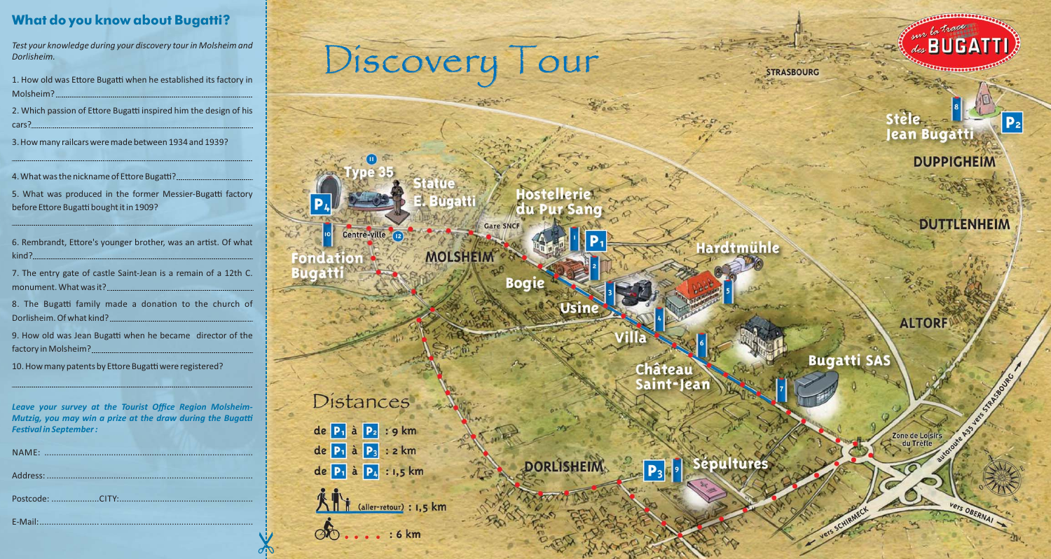## What do you know about Bugatti?

*Test your knowledge during your discovery tour in Molsheim and Dorlisheim.*

1. How old was Ettore Bugatti when he established its factory in Molsheim?.............................................

2. Which passion of Ettore Bugatti inspired him the design of his cars?.............................................

3. How many railcars were made between 1934 and 1939?

.............................................

4. What was the nickname of Ettore Bugatti?.............................................

5. What was produced in the former Messier-Bugatti factory before Ettore Bugatti bought it in 1909?

.............................................

6. Rembrandt, Ettore's younger brother, was an artist. Of what kind?.............................................

7. The entry gate of castle Saint-Jean is a remain of a 12th C. monument. What was it?.............................................

8. The Bugatti family made a donation to the church of Dorlisheim. Of what kind?.............................................

9. How old was Jean Bugatti when he became director of the factory in Molsheim?.............................................

10. How many patents by Ettore Bugatti were registered?

.............................................

***Leave your survey at the Tourist Office Region Molsheim-Mutzig, you may win a prize at the draw during the Bugatti Festival in September :***

NAME: .............................................

Address: .............................................

Postcode: ...................CITY:.............................................

E-Mail:.............................................

# Discovery Tour

Distances

de P1 à P2 : 9 km

de P1 à P3 : 2 km

de P1 à P4 : 1,5 km

(aller-retour) : 1,5 km

: 6 km